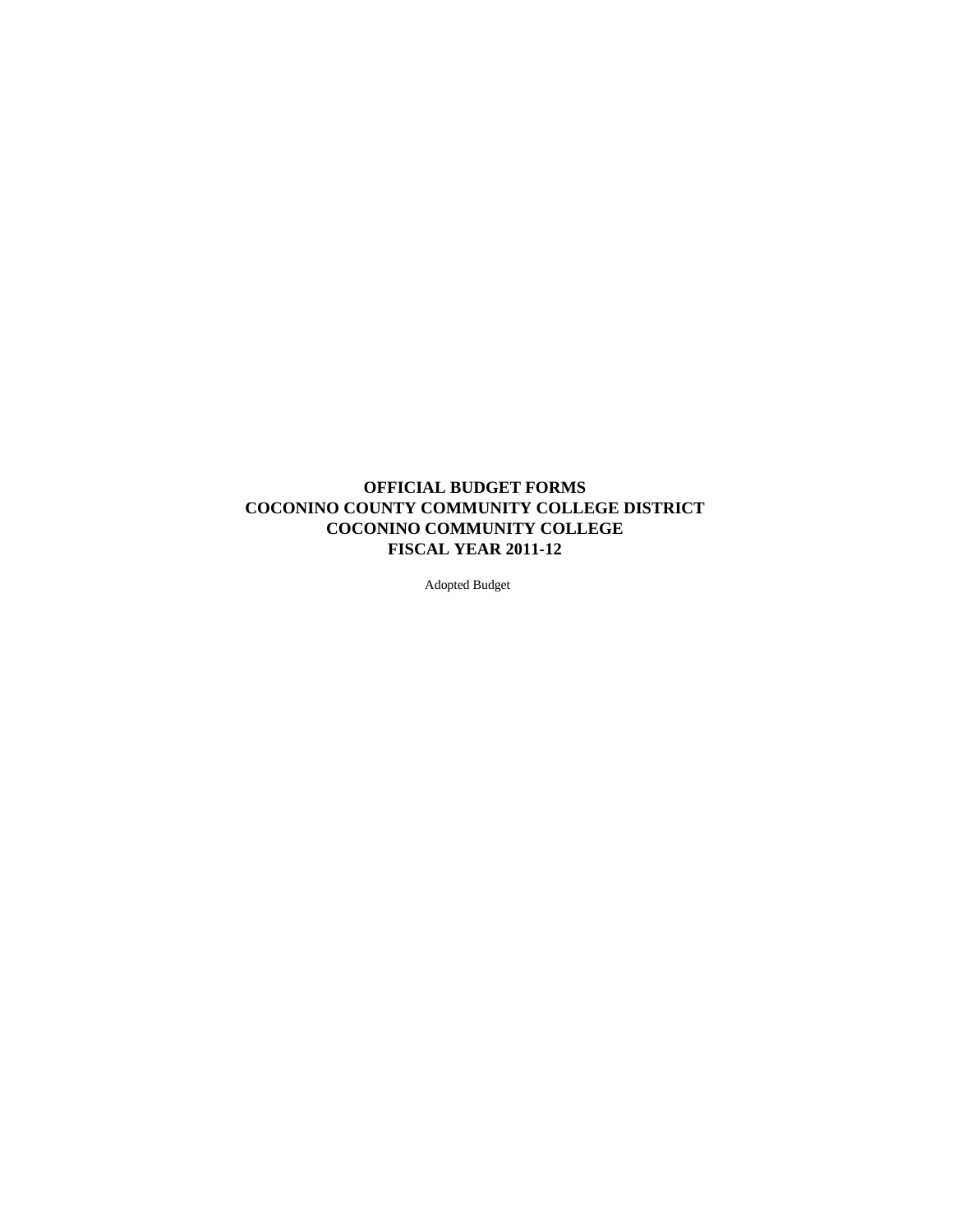# OFFICIAL BUDGET FORMS
# COCONINO COUNTY COMMUNITY COLLEGE DISTRICT
# COCONINO COMMUNITY COLLEGE
# FISCAL YEAR 2011-12

Adopted Budget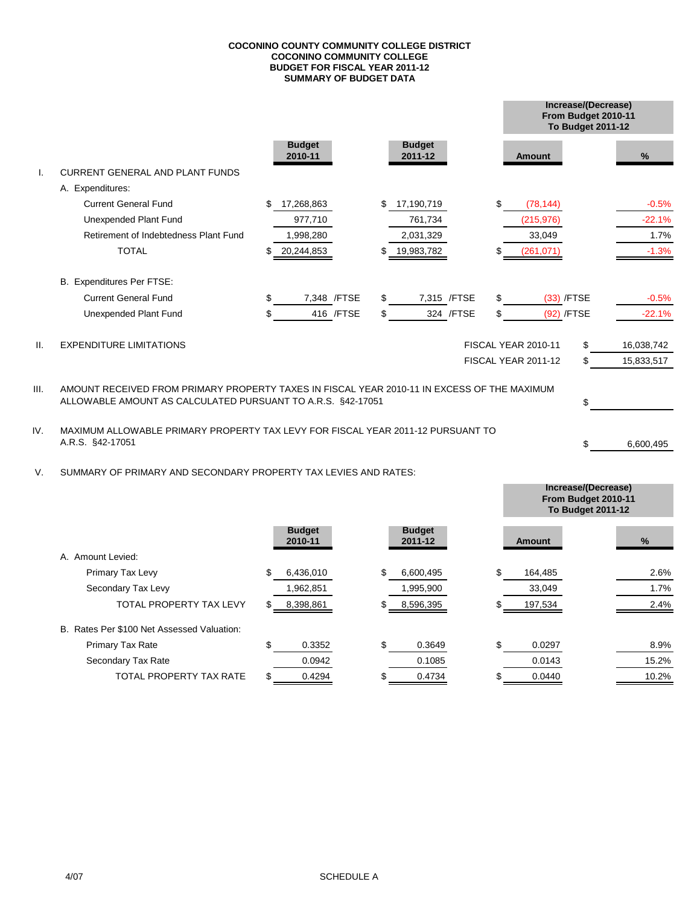**COCONINO COUNTY COMMUNITY COLLEGE DISTRICT**
**COCONINO COMMUNITY COLLEGE**
**BUDGET FOR FISCAL YEAR 2011-12**
**SUMMARY OF BUDGET DATA**

| | | Budget 2010-11 | Budget 2011-12 | Increase/(Decrease) From Budget 2010-11 To Budget 2011-12 Amount | % |
|---|---|---|---|---|---|
| I. | CURRENT GENERAL AND PLANT FUNDS | | | | |
| | A. Expenditures: | | | | |
| | Current General Fund | $ 17,268,863 | $ 17,190,719 | $ (78,144) | -0.5% |
| | Unexpended Plant Fund | 977,710 | 761,734 | (215,976) | -22.1% |
| | Retirement of Indebtedness Plant Fund | 1,998,280 | 2,031,329 | 33,049 | 1.7% |
| | TOTAL | $ 20,244,853 | $ 19,983,782 | $ (261,071) | -1.3% |
| | B. Expenditures Per FTSE: | | | | |
| | Current General Fund | $ 7,348 /FTSE | $ 7,315 /FTSE | $ (33) /FTSE | -0.5% |
| | Unexpended Plant Fund | $ 416 /FTSE | $ 324 /FTSE | $ (92) /FTSE | -22.1% |

| | | | |
|---|---|---|---|
| II. | EXPENDITURE LIMITATIONS | FISCAL YEAR 2010-11 | $ 16,038,742 |
| | | FISCAL YEAR 2011-12 | $ 15,833,517 |
| III. | AMOUNT RECEIVED FROM PRIMARY PROPERTY TAXES IN FISCAL YEAR 2010-11 IN EXCESS OF THE MAXIMUM ALLOWABLE AMOUNT AS CALCULATED PURSUANT TO A.R.S. §42-17051 | | $ |
| IV. | MAXIMUM ALLOWABLE PRIMARY PROPERTY TAX LEVY FOR FISCAL YEAR 2011-12 PURSUANT TO A.R.S. §42-17051 | | $ 6,600,495 |

V. SUMMARY OF PRIMARY AND SECONDARY PROPERTY TAX LEVIES AND RATES:

| | Budget 2010-11 | Budget 2011-12 | Increase/(Decrease) From Budget 2010-11 To Budget 2011-12 Amount | % |
|---|---|---|---|---|
| A. Amount Levied: | | | | |
| Primary Tax Levy | $ 6,436,010 | $ 6,600,495 | $ 164,485 | 2.6% |
| Secondary Tax Levy | 1,962,851 | 1,995,900 | 33,049 | 1.7% |
| TOTAL PROPERTY TAX LEVY | $ 8,398,861 | $ 8,596,395 | $ 197,534 | 2.4% |
| B. Rates Per $100 Net Assessed Valuation: | | | | |
| Primary Tax Rate | $ 0.3352 | $ 0.3649 | $ 0.0297 | 8.9% |
| Secondary Tax Rate | 0.0942 | 0.1085 | 0.0143 | 15.2% |
| TOTAL PROPERTY TAX RATE | $ 0.4294 | $ 0.4734 | $ 0.0440 | 10.2% |

4/07

SCHEDULE A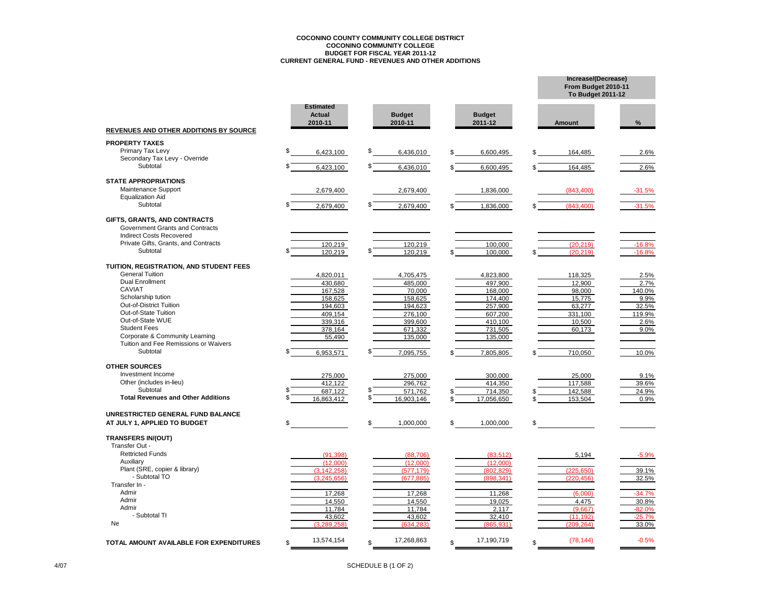**COCONINO COUNTY COMMUNITY COLLEGE DISTRICT**
**COCONINO COMMUNITY COLLEGE**
**BUDGET FOR FISCAL YEAR 2011-12**
**CURRENT GENERAL FUND - REVENUES AND OTHER ADDITIONS**

| REVENUES AND OTHER ADDITIONS BY SOURCE | Estimated Actual 2010-11 | Budget 2010-11 | Budget 2011-12 | Increase/(Decrease) From Budget 2010-11 To Budget 2011-12 | |
|---|---|---|---|---|---|
| | | | | Amount | % |
| **PROPERTY TAXES** | | | | | |
| Primary Tax Levy | $ 6,423,100 | $ 6,436,010 | $ 6,600,495 | $ 164,485 | 2.6% |
| Secondary Tax Levy - Override | | | | | |
| Subtotal | $ 6,423,100 | $ 6,436,010 | $ 6,600,495 | $ 164,485 | 2.6% |
| **STATE APPROPRIATIONS** | | | | | |
| Maintenance Support | 2,679,400 | 2,679,400 | 1,836,000 | (843,400) | -31.5% |
| Equalization Aid | | | | | |
| Subtotal | $ 2,679,400 | $ 2,679,400 | $ 1,836,000 | $ (843,400) | -31.5% |
| **GIFTS, GRANTS, AND CONTRACTS** | | | | | |
| Government Grants and Contracts | | | | | |
| Indirect Costs Recovered | | | | | |
| Private Gifts, Grants, and Contracts | 120,219 | 120,219 | 100,000 | (20,219) | -16.8% |
| Subtotal | $ 120,219 | $ 120,219 | $ 100,000 | $ (20,219) | -16.8% |
| **TUITION, REGISTRATION, AND STUDENT FEES** | | | | | |
| General Tuition | 4,820,011 | 4,705,475 | 4,823,800 | 118,325 | 2.5% |
| Dual Enrollment | 430,680 | 485,000 | 497,900 | 12,900 | 2.7% |
| CAVIAT | 167,528 | 70,000 | 168,000 | 98,000 | 140.0% |
| Scholarship tution | 158,625 | 158,625 | 174,400 | 15,775 | 9.9% |
| Out-of-District Tuition | 194,603 | 194,623 | 257,900 | 63,277 | 32.5% |
| Out-of-State Tuition | 409,154 | 276,100 | 607,200 | 331,100 | 119.9% |
| Out-of-State WUE | 339,316 | 399,600 | 410,100 | 10,500 | 2.6% |
| Student Fees | 378,164 | 671,332 | 731,505 | 60,173 | 9.0% |
| Corporate & Community Learning | 55,490 | 135,000 | 135,000 | | |
| Tuition and Fee Remissions or Waivers | | | | | |
| Subtotal | $ 6,953,571 | $ 7,095,755 | $ 7,805,805 | $ 710,050 | 10.0% |
| **OTHER SOURCES** | | | | | |
| Investment Income | 275,000 | 275,000 | 300,000 | 25,000 | 9.1% |
| Other (includes in-lieu) | 412,122 | 296,762 | 414,350 | 117,588 | 39.6% |
| Subtotal | $ 687,122 | $ 571,762 | $ 714,350 | $ 142,588 | 24.9% |
| **Total Revenues and Other Additions** | $ 16,863,412 | $ 16,903,146 | $ 17,056,650 | $ 153,504 | 0.9% |
| **UNRESTRICTED GENERAL FUND BALANCE AT JULY 1, APPLIED TO BUDGET** | $ | $ 1,000,000 | $ 1,000,000 | $ | |
| **TRANSFERS IN/(OUT)** | | | | | |
| Transfer Out - | | | | | |
| Rettricted Funds | (91,398) | (88,706) | (83,512) | 5,194 | -5.9% |
| Auxiliary | (12,000) | (12,000) | (12,000) | | |
| Plant (SRE, copier & library) | (3,142,258) | (577,179) | (802,829) | (225,650) | 39.1% |
| - Subtotal TO | (3,245,656) | (677,885) | (898,341) | (220,456) | 32.5% |
| Transfer In - | | | | | |
| Admir | 17,268 | 17,268 | 11,268 | (6,000) | -34.7% |
| Admir | 14,550 | 14,550 | 19,025 | 4,475 | 30.8% |
| Admir | 11,784 | 11,784 | 2,117 | (9,667) | -82.0% |
| - Subtotal TI | 43,602 | 43,602 | 32,410 | (11,192) | -25.7% |
| Ne | (3,289,258) | (634,283) | (865,931) | (209,264) | 33.0% |
| **TOTAL AMOUNT AVAILABLE FOR EXPENDITURES** | $ 13,574,154 | $ 17,268,863 | $ 17,190,719 | $ (78,144) | -0.5% |

4/07

SCHEDULE B (1 OF 2)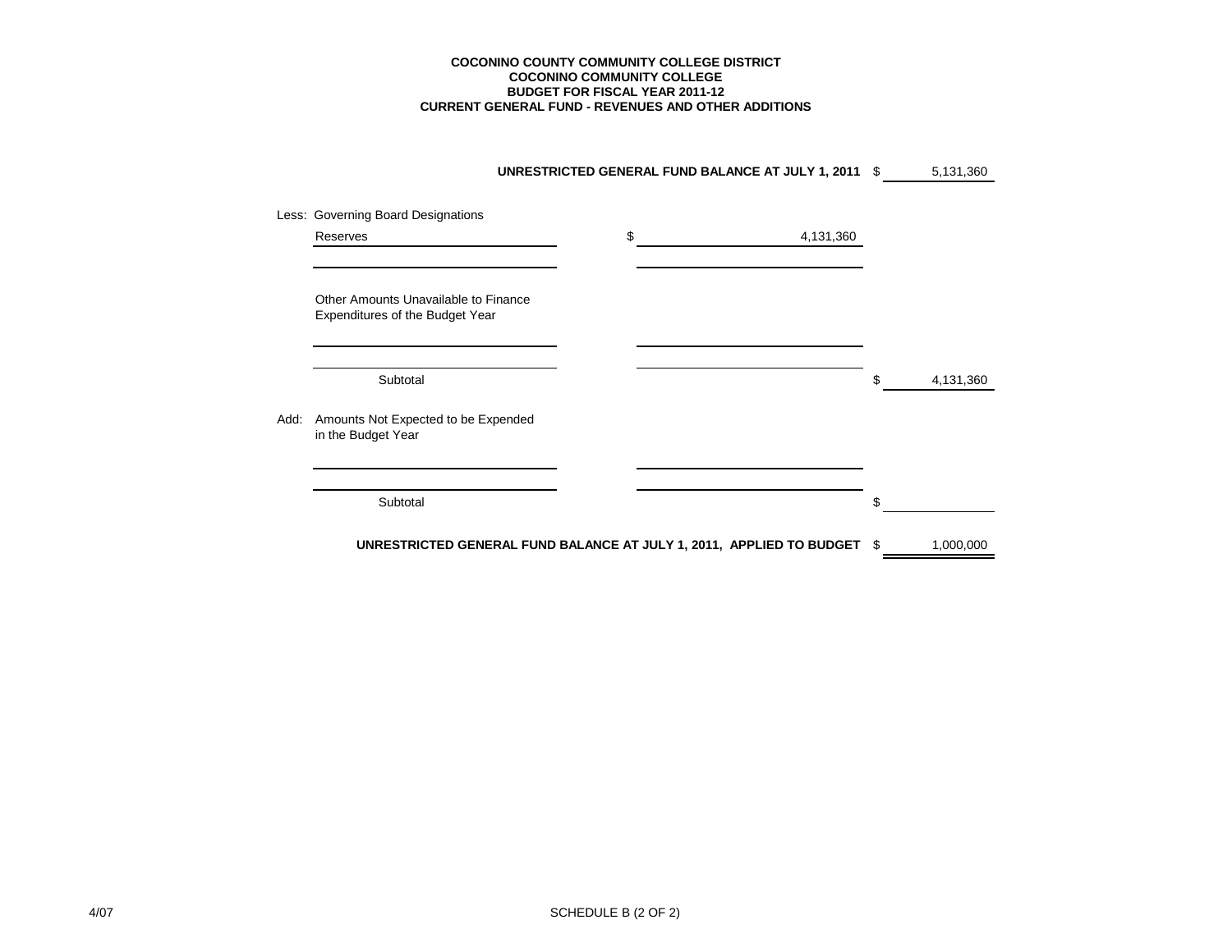**COCONINO COUNTY COMMUNITY COLLEGE DISTRICT**
**COCONINO COMMUNITY COLLEGE**
**BUDGET FOR FISCAL YEAR 2011-12**
**CURRENT GENERAL FUND - REVENUES AND OTHER ADDITIONS**

| | | |
|---|---|---|
| **UNRESTRICTED GENERAL FUND BALANCE AT JULY 1, 2011** | | $ 5,131,360 |
| Less: Governing Board Designations | | |
| Reserves | $ 4,131,360 | |
| | | |
| Other Amounts Unavailable to Finance Expenditures of the Budget Year | | |
| | | |
| | | |
| Subtotal | | $ 4,131,360 |
| Add: Amounts Not Expected to be Expended in the Budget Year | | |
| | | |
| Subtotal | | $ |
| **UNRESTRICTED GENERAL FUND BALANCE AT JULY 1, 2011, APPLIED TO BUDGET** | | $ 1,000,000 |

4/07

SCHEDULE B (2 OF 2)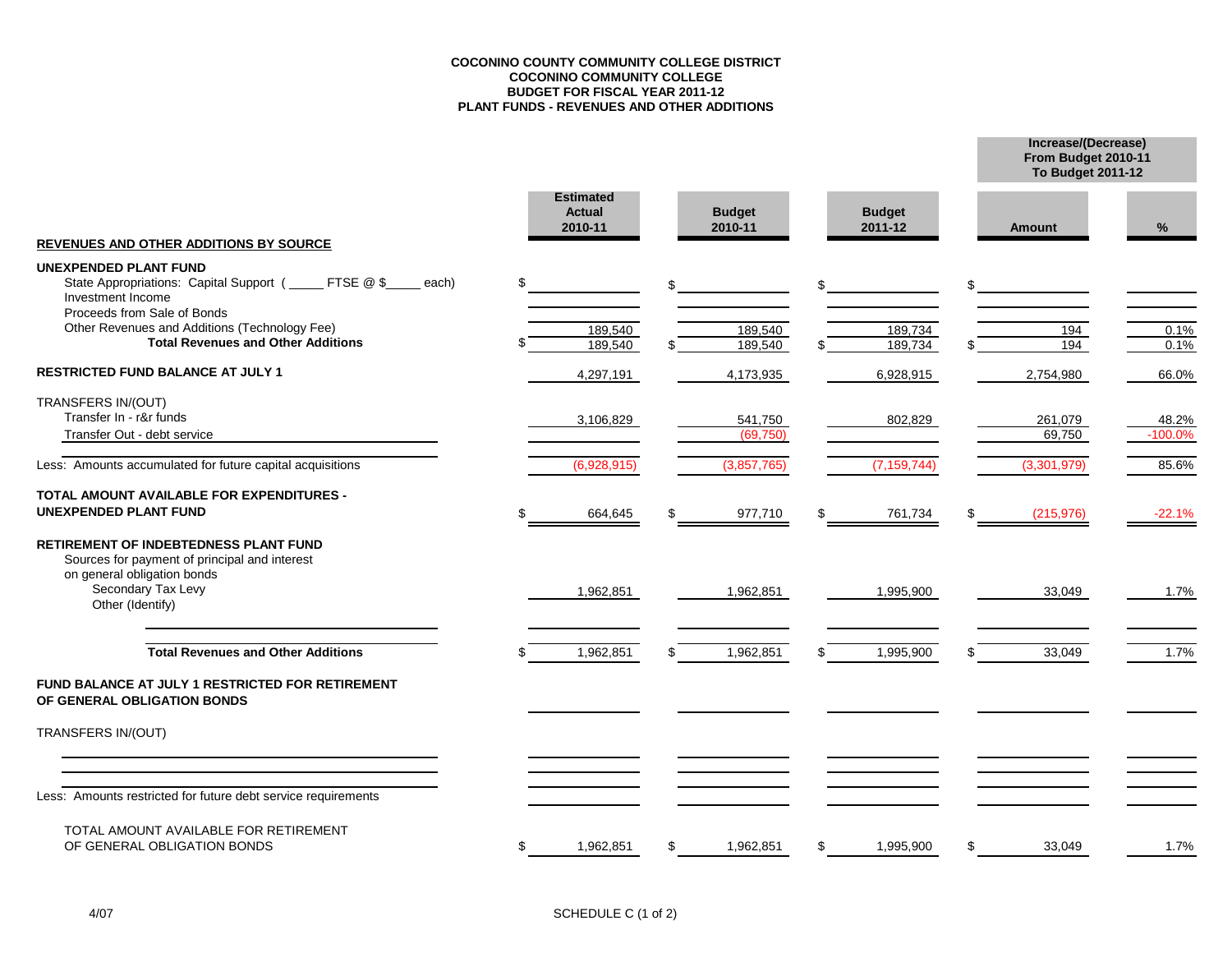# COCONINO COUNTY COMMUNITY COLLEGE DISTRICT
## COCONINO COMMUNITY COLLEGE
## BUDGET FOR FISCAL YEAR 2011-12
## PLANT FUNDS - REVENUES AND OTHER ADDITIONS

| REVENUES AND OTHER ADDITIONS BY SOURCE | Estimated Actual 2010-11 | Budget 2010-11 | Budget 2011-12 | Increase/(Decrease) From Budget 2010-11 To Budget 2011-12 Amount | % |
|---|---|---|---|---|---|
| **UNEXPENDED PLANT FUND** | | | | | |
| State Appropriations: Capital Support ( _____ FTSE @ $_____ each) | $ | $ | $ | $ | |
| Investment Income | | | | | |
| Proceeds from Sale of Bonds | | | | | |
| Other Revenues and Additions (Technology Fee) | 189,540 | 189,540 | 189,734 | 194 | 0.1% |
| **Total Revenues and Other Additions** | $ 189,540 | $ 189,540 | $ 189,734 | $ 194 | 0.1% |
| **RESTRICTED FUND BALANCE AT JULY 1** | 4,297,191 | 4,173,935 | 6,928,915 | 2,754,980 | 66.0% |
| TRANSFERS IN/(OUT) | | | | | |
| Transfer In - r&r funds | 3,106,829 | 541,750 | 802,829 | 261,079 | 48.2% |
| Transfer Out - debt service | | (69,750) | | 69,750 | -100.0% |
| | | | | | |
| Less: Amounts accumulated for future capital acquisitions | (6,928,915) | (3,857,765) | (7,159,744) | (3,301,979) | 85.6% |
| **TOTAL AMOUNT AVAILABLE FOR EXPENDITURES - UNEXPENDED PLANT FUND** | $ 664,645 | $ 977,710 | $ 761,734 | $ (215,976) | -22.1% |
| **RETIREMENT OF INDEBTEDNESS PLANT FUND** | | | | | |
| Sources for payment of principal and interest on general obligation bonds | | | | | |
| Secondary Tax Levy | 1,962,851 | 1,962,851 | 1,995,900 | 33,049 | 1.7% |
| Other (Identify) | | | | | |
| | | | | | |
| **Total Revenues and Other Additions** | $ 1,962,851 | $ 1,962,851 | $ 1,995,900 | $ 33,049 | 1.7% |
| **FUND BALANCE AT JULY 1 RESTRICTED FOR RETIREMENT OF GENERAL OBLIGATION BONDS** | | | | | |
| TRANSFERS IN/(OUT) | | | | | |
| | | | | | |
| | | | | | |
| Less: Amounts restricted for future debt service requirements | | | | | |
| TOTAL AMOUNT AVAILABLE FOR RETIREMENT OF GENERAL OBLIGATION BONDS | $ 1,962,851 | $ 1,962,851 | $ 1,995,900 | $ 33,049 | 1.7% |

4/07

SCHEDULE C (1 of 2)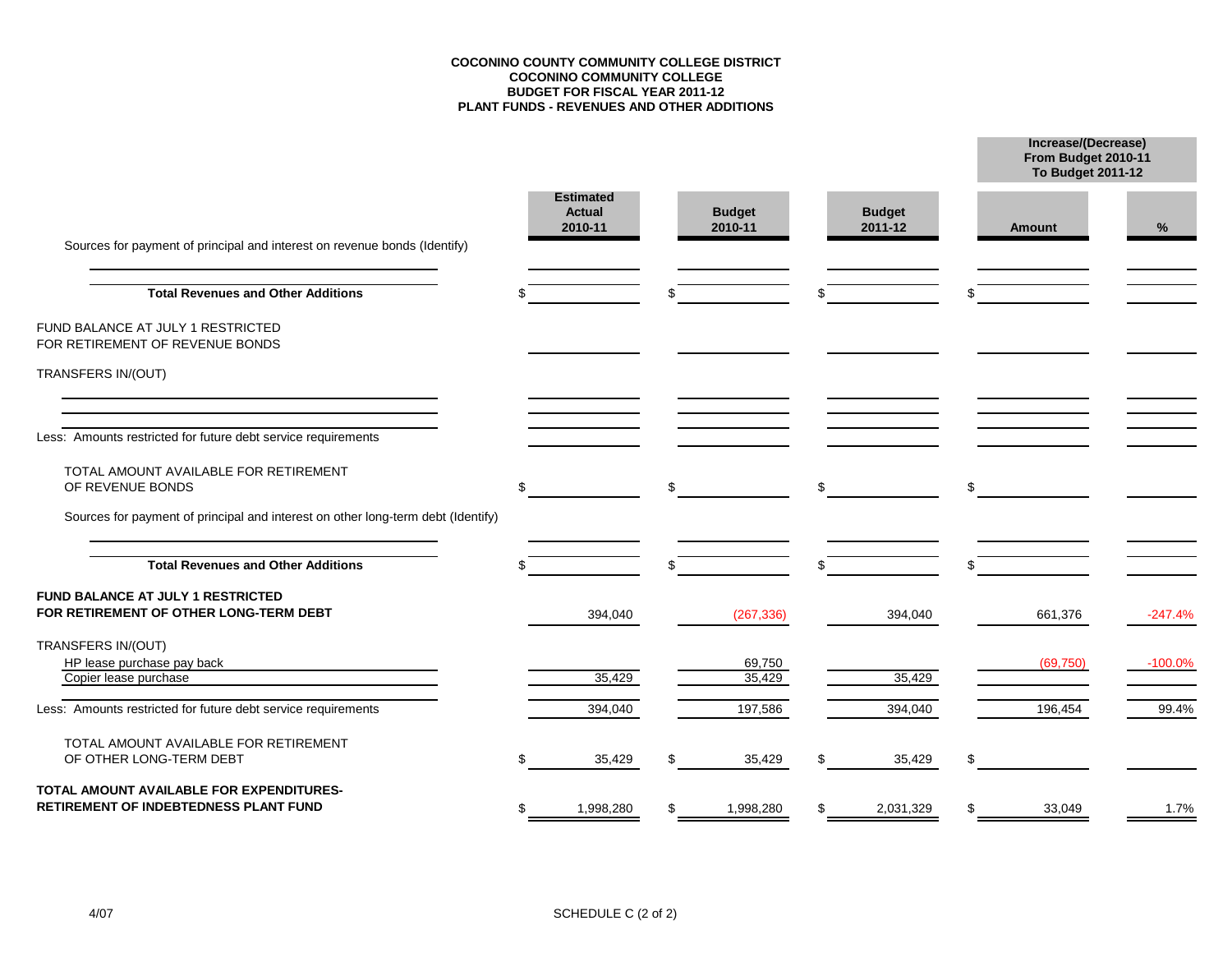**COCONINO COUNTY COMMUNITY COLLEGE DISTRICT**
**COCONINO COMMUNITY COLLEGE**
**BUDGET FOR FISCAL YEAR 2011-12**
**PLANT FUNDS - REVENUES AND OTHER ADDITIONS**

| | Estimated Actual 2010-11 | Budget 2010-11 | Budget 2011-12 | Increase/(Decrease) From Budget 2010-11 To Budget 2011-12 Amount | % |
|---|---|---|---|---|---|
| Sources for payment of principal and interest on revenue bonds (Identify) | | | | | |
| | | | | | |
| **Total Revenues and Other Additions** | $ | $ | $ | $ | |
| FUND BALANCE AT JULY 1 RESTRICTED FOR RETIREMENT OF REVENUE BONDS | | | | | |
| TRANSFERS IN/(OUT) | | | | | |
| | | | | | |
| | | | | | |
| Less: Amounts restricted for future debt service requirements | | | | | |
| TOTAL AMOUNT AVAILABLE FOR RETIREMENT OF REVENUE BONDS | $ | $ | $ | $ | |
| Sources for payment of principal and interest on other long-term debt (Identify) | | | | | |
| | | | | | |
| **Total Revenues and Other Additions** | $ | $ | $ | $ | |
| **FUND BALANCE AT JULY 1 RESTRICTED FOR RETIREMENT OF OTHER LONG-TERM DEBT** | 394,040 | (267,336) | 394,040 | 661,376 | -247.4% |
| TRANSFERS IN/(OUT) | | | | | |
| HP lease purchase pay back | | 69,750 | | (69,750) | -100.0% |
| Copier lease purchase | 35,429 | 35,429 | 35,429 | | |
| Less: Amounts restricted for future debt service requirements | 394,040 | 197,586 | 394,040 | 196,454 | 99.4% |
| TOTAL AMOUNT AVAILABLE FOR RETIREMENT OF OTHER LONG-TERM DEBT | $ 35,429 | $ 35,429 | $ 35,429 | $ | |
| **TOTAL AMOUNT AVAILABLE FOR EXPENDITURES-RETIREMENT OF INDEBTEDNESS PLANT FUND** | $ 1,998,280 | $ 1,998,280 | $ 2,031,329 | $ 33,049 | 1.7% |

4/07

SCHEDULE C (2 of 2)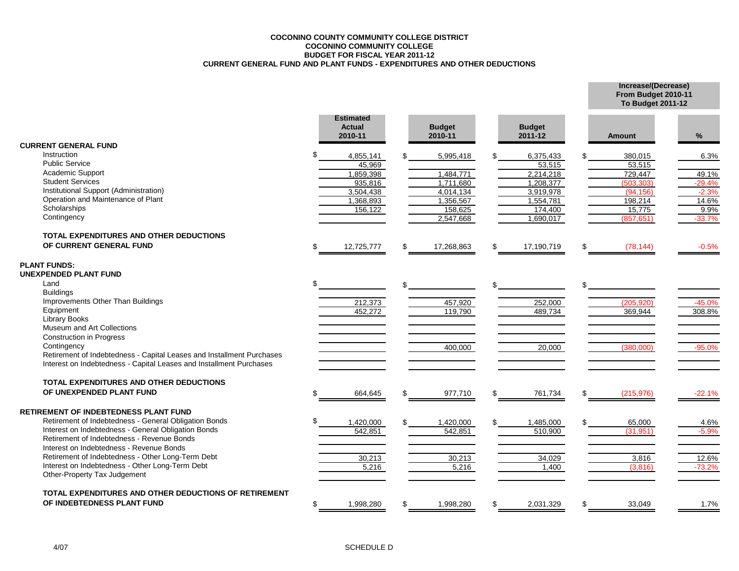**COCONINO COUNTY COMMUNITY COLLEGE DISTRICT**
**COCONINO COMMUNITY COLLEGE**
**BUDGET FOR FISCAL YEAR 2011-12**
**CURRENT GENERAL FUND AND PLANT FUNDS - EXPENDITURES AND OTHER DEDUCTIONS**

| | Estimated Actual 2010-11 | Budget 2010-11 | Budget 2011-12 | Increase/(Decrease) From Budget 2010-11 To Budget 2011-12 Amount | % |
|---|---|---|---|---|---|
| **CURRENT GENERAL FUND** | | | | | |
| Instruction | $ 4,855,141 | $ 5,995,418 | $ 6,375,433 | $ 380,015 | 6.3% |
| Public Service | 45,969 | | 53,515 | 53,515 | |
| Academic Support | 1,859,398 | 1,484,771 | 2,214,218 | 729,447 | 49.1% |
| Student Services | 935,816 | 1,711,680 | 1,208,377 | (503,303) | -29.4% |
| Institutional Support (Administration) | 3,504,438 | 4,014,134 | 3,919,978 | (94,156) | -2.3% |
| Operation and Maintenance of Plant | 1,368,893 | 1,356,567 | 1,554,781 | 198,214 | 14.6% |
| Scholarships | 156,122 | 158,625 | 174,400 | 15,775 | 9.9% |
| Contingency | | 2,547,668 | 1,690,017 | (857,651) | -33.7% |
| **TOTAL EXPENDITURES AND OTHER DEDUCTIONS OF CURRENT GENERAL FUND** | $ 12,725,777 | $ 17,268,863 | $ 17,190,719 | $ (78,144) | -0.5% |
| **PLANT FUNDS:** | | | | | |
| **UNEXPENDED PLANT FUND** | | | | | |
| Land | $ | $ | $ | $ | |
| Buildings | | | | | |
| Improvements Other Than Buildings | 212,373 | 457,920 | 252,000 | (205,920) | -45.0% |
| Equipment | 452,272 | 119,790 | 489,734 | 369,944 | 308.8% |
| Library Books | | | | | |
| Museum and Art Collections | | | | | |
| Construction in Progress | | | | | |
| Contingency | | 400,000 | 20,000 | (380,000) | -95.0% |
| Retirement of Indebtedness - Capital Leases and Installment Purchases | | | | | |
| Interest on Indebtedness - Capital Leases and Installment Purchases | | | | | |
| **TOTAL EXPENDITURES AND OTHER DEDUCTIONS OF UNEXPENDED PLANT FUND** | $ 664,645 | $ 977,710 | $ 761,734 | $ (215,976) | -22.1% |
| **RETIREMENT OF INDEBTEDNESS PLANT FUND** | | | | | |
| Retirement of Indebtedness - General Obligation Bonds | $ 1,420,000 | $ 1,420,000 | $ 1,485,000 | $ 65,000 | 4.6% |
| Interest on Indebtedness - General Obligation Bonds | 542,851 | 542,851 | 510,900 | (31,951) | -5.9% |
| Retirement of Indebtedness - Revenue Bonds | | | | | |
| Interest on Indebtedness - Revenue Bonds | | | | | |
| Retirement of Indebtedness - Other Long-Term Debt | 30,213 | 30,213 | 34,029 | 3,816 | 12.6% |
| Interest on Indebtedness - Other Long-Term Debt | 5,216 | 5,216 | 1,400 | (3,816) | -73.2% |
| Other-Property Tax Judgement | | | | | |
| **TOTAL EXPENDITURES AND OTHER DEDUCTIONS OF RETIREMENT OF INDEBTEDNESS PLANT FUND** | $ 1,998,280 | $ 1,998,280 | $ 2,031,329 | $ 33,049 | 1.7% |

4/07

SCHEDULE D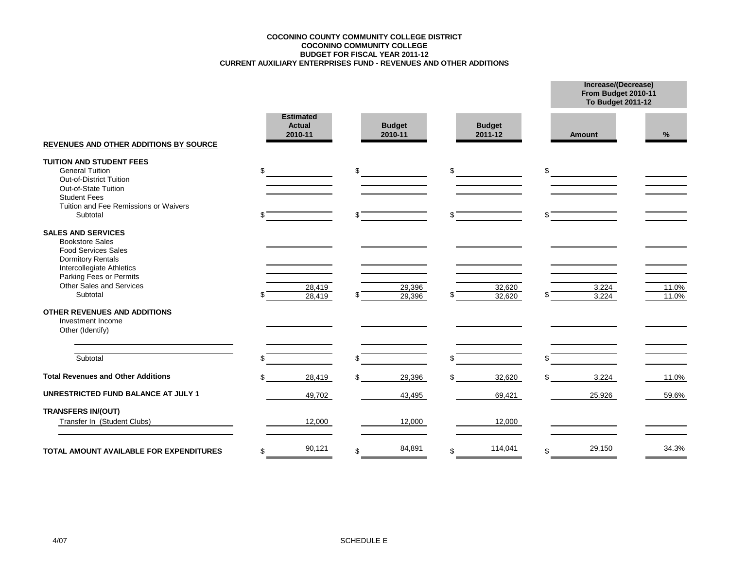**COCONINO COUNTY COMMUNITY COLLEGE DISTRICT**
**COCONINO COMMUNITY COLLEGE**
**BUDGET FOR FISCAL YEAR 2011-12**
**CURRENT AUXILIARY ENTERPRISES FUND - REVENUES AND OTHER ADDITIONS**

| | Estimated Actual 2010-11 | Budget 2010-11 | Budget 2011-12 | Increase/(Decrease) From Budget 2010-11 To Budget 2011-12 | |
|---|---|---|---|---|---|
| **REVENUES AND OTHER ADDITIONS BY SOURCE** | | | | **Amount** | **%** |
| **TUITION AND STUDENT FEES** | | | | | |
| General Tuition | $ | $ | $ | $ | |
| Out-of-District Tuition | | | | | |
| Out-of-State Tuition | | | | | |
| Student Fees | | | | | |
| Tuition and Fee Remissions or Waivers | | | | | |
| Subtotal | $ | $ | $ | $ | |
| **SALES AND SERVICES** | | | | | |
| Bookstore Sales | | | | | |
| Food Services Sales | | | | | |
| Dormitory Rentals | | | | | |
| Intercollegiate Athletics | | | | | |
| Parking Fees or Permits | | | | | |
| Other Sales and Services | 28,419 | 29,396 | 32,620 | 3,224 | 11.0% |
| Subtotal | $ 28,419 | $ 29,396 | $ 32,620 | $ 3,224 | 11.0% |
| **OTHER REVENUES AND ADDITIONS** | | | | | |
| Investment Income | | | | | |
| Other (Identify) | | | | | |
| Subtotal | $ | $ | $ | $ | |
| **Total Revenues and Other Additions** | $ 28,419 | $ 29,396 | $ 32,620 | $ 3,224 | 11.0% |
| **UNRESTRICTED FUND BALANCE AT JULY 1** | 49,702 | 43,495 | 69,421 | 25,926 | 59.6% |
| **TRANSFERS IN/(OUT)** | | | | | |
| Transfer In (Student Clubs) | 12,000 | 12,000 | 12,000 | | |
| **TOTAL AMOUNT AVAILABLE FOR EXPENDITURES** | $ 90,121 | $ 84,891 | $ 114,041 | $ 29,150 | 34.3% |

4/07

SCHEDULE E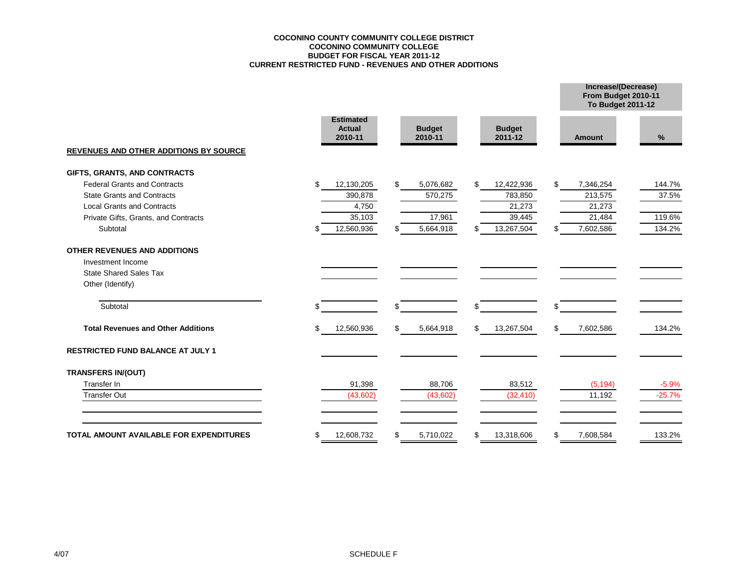**COCONINO COUNTY COMMUNITY COLLEGE DISTRICT**
**COCONINO COMMUNITY COLLEGE**
**BUDGET FOR FISCAL YEAR 2011-12**
**CURRENT RESTRICTED FUND - REVENUES AND OTHER ADDITIONS**

| | Estimated Actual 2010-11 | Budget 2010-11 | Budget 2011-12 | Increase/(Decrease) From Budget 2010-11 To Budget 2011-12 | |
|---|---|---|---|---|---|
| | | | | Amount | % |
| **REVENUES AND OTHER ADDITIONS BY SOURCE** | | | | | |
| **GIFTS, GRANTS, AND CONTRACTS** | | | | | |
| Federal Grants and Contracts | $ 12,130,205 | $ 5,076,682 | $ 12,422,936 | $ 7,346,254 | 144.7% |
| State Grants and Contracts | 390,878 | 570,275 | 783,850 | 213,575 | 37.5% |
| Local Grants and Contracts | 4,750 | | 21,273 | 21,273 | |
| Private Gifts, Grants, and Contracts | 35,103 | 17,961 | 39,445 | 21,484 | 119.6% |
| Subtotal | $ 12,560,936 | $ 5,664,918 | $ 13,267,504 | $ 7,602,586 | 134.2% |
| **OTHER REVENUES AND ADDITIONS** | | | | | |
| Investment Income | | | | | |
| State Shared Sales Tax | | | | | |
| Other (Identify) | | | | | |
| Subtotal | $ | $ | $ | $ | |
| **Total Revenues and Other Additions** | $ 12,560,936 | $ 5,664,918 | $ 13,267,504 | $ 7,602,586 | 134.2% |
| **RESTRICTED FUND BALANCE AT JULY 1** | | | | | |
| **TRANSFERS IN/(OUT)** | | | | | |
| Transfer In | 91,398 | 88,706 | 83,512 | (5,194) | -5.9% |
| Transfer Out | (43,602) | (43,602) | (32,410) | 11,192 | -25.7% |
| **TOTAL AMOUNT AVAILABLE FOR EXPENDITURES** | $ 12,608,732 | $ 5,710,022 | $ 13,318,606 | $ 7,608,584 | 133.2% |

4/07

SCHEDULE F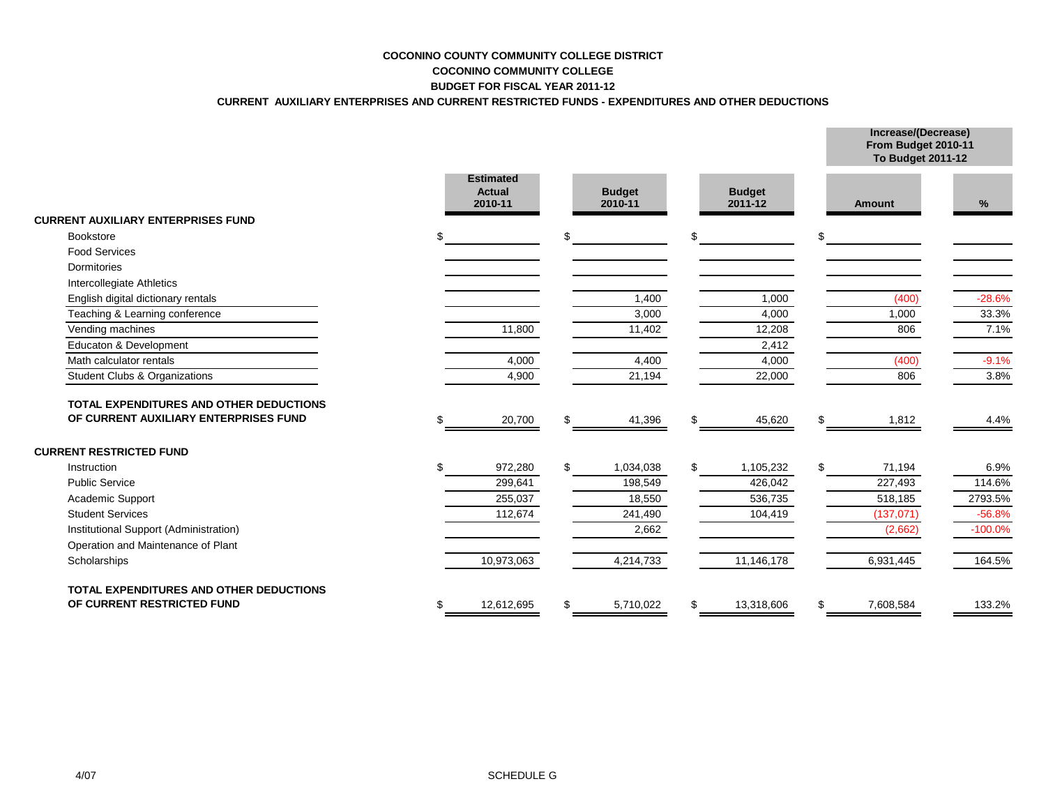**COCONINO COUNTY COMMUNITY COLLEGE DISTRICT**
**COCONINO COMMUNITY COLLEGE**
**BUDGET FOR FISCAL YEAR 2011-12**
**CURRENT AUXILIARY ENTERPRISES AND CURRENT RESTRICTED FUNDS - EXPENDITURES AND OTHER DEDUCTIONS**

| | Estimated Actual 2010-11 | Budget 2010-11 | Budget 2011-12 | Increase/(Decrease) From Budget 2010-11 To Budget 2011-12 Amount | % |
|---|---|---|---|---|---|
| **CURRENT AUXILIARY ENTERPRISES FUND** | | | | | |
| Bookstore | $ | $ | $ | $ | |
| Food Services | | | | | |
| Dormitories | | | | | |
| Intercollegiate Athletics | | | | | |
| English digital dictionary rentals | | 1,400 | 1,000 | (400) | -28.6% |
| Teaching & Learning conference | | 3,000 | 4,000 | 1,000 | 33.3% |
| Vending machines | 11,800 | 11,402 | 12,208 | 806 | 7.1% |
| Educaton & Development | | | 2,412 | | |
| Math calculator rentals | 4,000 | 4,400 | 4,000 | (400) | -9.1% |
| Student Clubs & Organizations | 4,900 | 21,194 | 22,000 | 806 | 3.8% |
| **TOTAL EXPENDITURES AND OTHER DEDUCTIONS OF CURRENT AUXILIARY ENTERPRISES FUND** | $ 20,700 | $ 41,396 | $ 45,620 | $ 1,812 | 4.4% |
| **CURRENT RESTRICTED FUND** | | | | | |
| Instruction | $ 972,280 | $ 1,034,038 | $ 1,105,232 | $ 71,194 | 6.9% |
| Public Service | 299,641 | 198,549 | 426,042 | 227,493 | 114.6% |
| Academic Support | 255,037 | 18,550 | 536,735 | 518,185 | 2793.5% |
| Student Services | 112,674 | 241,490 | 104,419 | (137,071) | -56.8% |
| Institutional Support (Administration) | | 2,662 | | (2,662) | -100.0% |
| Operation and Maintenance of Plant | | | | | |
| Scholarships | 10,973,063 | 4,214,733 | 11,146,178 | 6,931,445 | 164.5% |
| **TOTAL EXPENDITURES AND OTHER DEDUCTIONS OF CURRENT RESTRICTED FUND** | $ 12,612,695 | $ 5,710,022 | $ 13,318,606 | $ 7,608,584 | 133.2% |

4/07

SCHEDULE G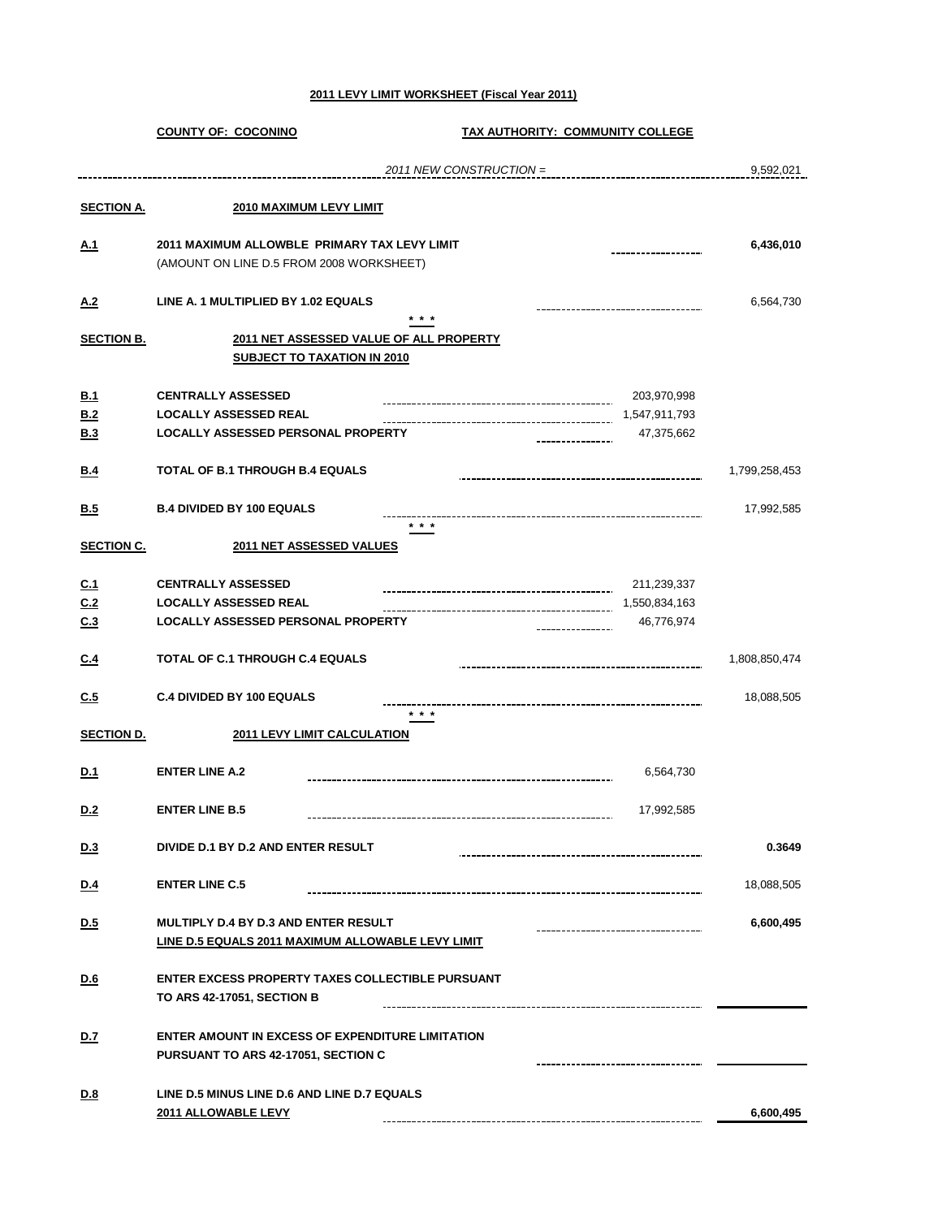**2011 LEVY LIMIT WORKSHEET (Fiscal Year 2011)**

**COUNTY OF: COCONINO** | **TAX AUTHORITY: COMMUNITY COLLEGE**

*2011 NEW CONSTRUCTION =* 9,592,021

| | | | |
|---|---|---|---|
| **SECTION A.** | **2010 MAXIMUM LEVY LIMIT** | | |
| **A.1** | **2011 MAXIMUM ALLOWBLE PRIMARY TAX LEVY LIMIT** (AMOUNT ON LINE D.5 FROM 2008 WORKSHEET) | | **6,436,010** |
| **A.2** | **LINE A. 1 MULTIPLIED BY 1.02 EQUALS** | | 6,564,730 |
| | * * * | | |
| **SECTION B.** | **2011 NET ASSESSED VALUE OF ALL PROPERTY SUBJECT TO TAXATION IN 2010** | | |
| **B.1** | **CENTRALLY ASSESSED** | 203,970,998 | |
| **B.2** | **LOCALLY ASSESSED REAL** | 1,547,911,793 | |
| **B.3** | **LOCALLY ASSESSED PERSONAL PROPERTY** | 47,375,662 | |
| **B.4** | **TOTAL OF B.1 THROUGH B.4 EQUALS** | | 1,799,258,453 |
| **B.5** | **B.4 DIVIDED BY 100 EQUALS** | | 17,992,585 |
| | * * * | | |
| **SECTION C.** | **2011 NET ASSESSED VALUES** | | |
| **C.1** | **CENTRALLY ASSESSED** | 211,239,337 | |
| **C.2** | **LOCALLY ASSESSED REAL** | 1,550,834,163 | |
| **C.3** | **LOCALLY ASSESSED PERSONAL PROPERTY** | 46,776,974 | |
| **C.4** | **TOTAL OF C.1 THROUGH C.4 EQUALS** | | 1,808,850,474 |
| **C.5** | **C.4 DIVIDED BY 100 EQUALS** | | 18,088,505 |
| | * * * | | |
| **SECTION D.** | **2011 LEVY LIMIT CALCULATION** | | |
| **D.1** | **ENTER LINE A.2** | 6,564,730 | |
| **D.2** | **ENTER LINE B.5** | 17,992,585 | |
| **D.3** | **DIVIDE D.1 BY D.2 AND ENTER RESULT** | | **0.3649** |
| **D.4** | **ENTER LINE C.5** | | 18,088,505 |
| **D.5** | **MULTIPLY D.4 BY D.3 AND ENTER RESULT** **LINE D.5 EQUALS 2011 MAXIMUM ALLOWABLE LEVY LIMIT** | | **6,600,495** |
| **D.6** | **ENTER EXCESS PROPERTY TAXES COLLECTIBLE PURSUANT TO ARS 42-17051, SECTION B** | | |
| **D.7** | **ENTER AMOUNT IN EXCESS OF EXPENDITURE LIMITATION PURSUANT TO ARS 42-17051, SECTION C** | | |
| **D.8** | **LINE D.5 MINUS LINE D.6 AND LINE D.7 EQUALS** **2011 ALLOWABLE LEVY** | | **6,600,495** |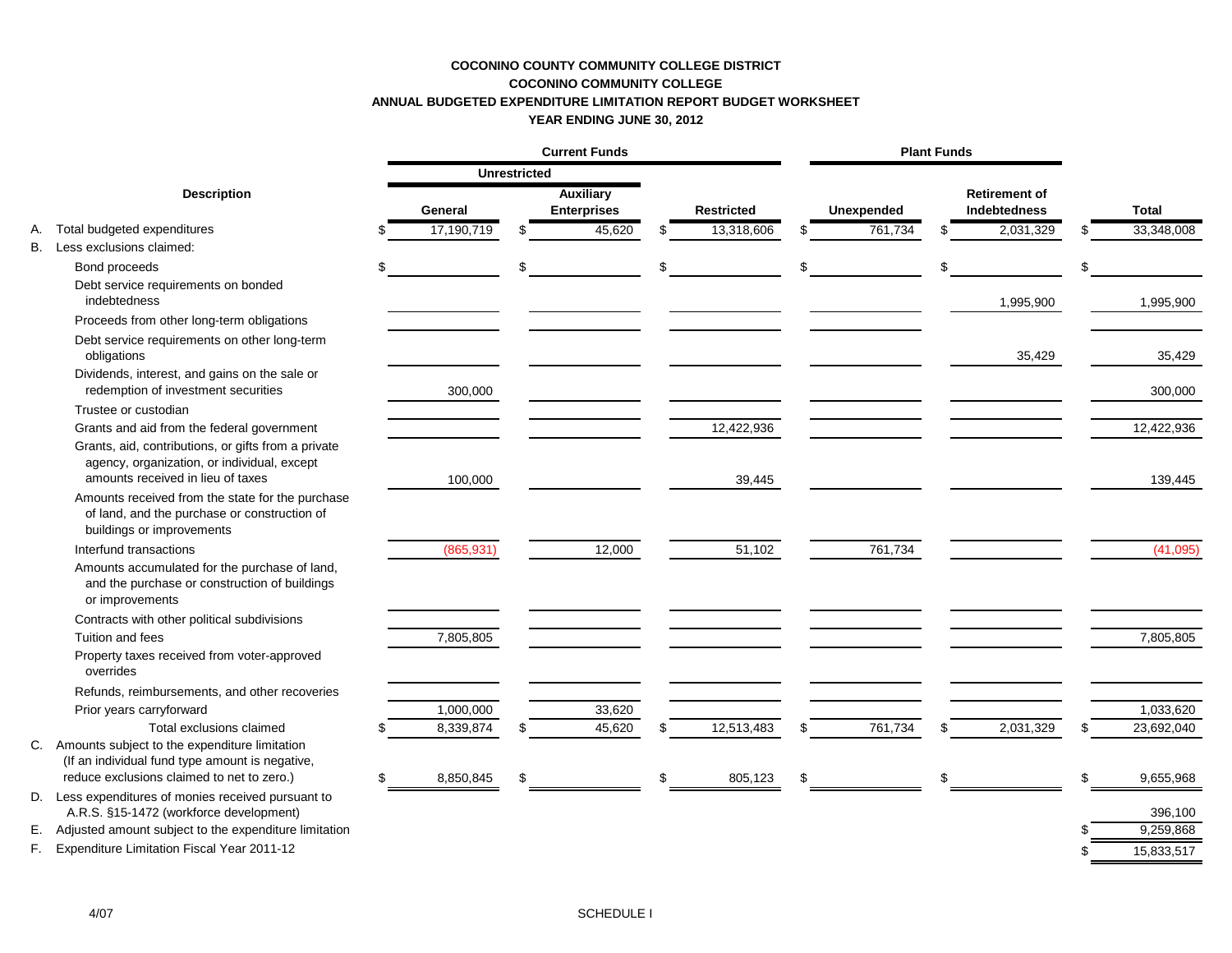**COCONINO COUNTY COMMUNITY COLLEGE DISTRICT**
**COCONINO COMMUNITY COLLEGE**
**ANNUAL BUDGETED EXPENDITURE LIMITATION REPORT BUDGET WORKSHEET**
**YEAR ENDING JUNE 30, 2012**

| | Current Funds | | | Plant Funds | | |
|---|---|---|---|---|---|---|
| | Unrestricted | | | | | |
| Description | General | Auxiliary Enterprises | Restricted | Unexpended | Retirement of Indebtedness | Total |
| A. Total budgeted expenditures | $ 17,190,719 | $ 45,620 | $ 13,318,606 | $ 761,734 | $ 2,031,329 | $ 33,348,008 |
| B. Less exclusions claimed: | | | | | | |
| Bond proceeds | $ | $ | $ | $ | $ | $ |
| Debt service requirements on bonded indebtedness | | | | | 1,995,900 | 1,995,900 |
| Proceeds from other long-term obligations | | | | | | |
| Debt service requirements on other long-term obligations | | | | | 35,429 | 35,429 |
| Dividends, interest, and gains on the sale or redemption of investment securities | 300,000 | | | | | 300,000 |
| Trustee or custodian | | | | | | |
| Grants and aid from the federal government | | | 12,422,936 | | | 12,422,936 |
| Grants, aid, contributions, or gifts from a private agency, organization, or individual, except amounts received in lieu of taxes | 100,000 | | 39,445 | | | 139,445 |
| Amounts received from the state for the purchase of land, and the purchase or construction of buildings or improvements | | | | | | |
| Interfund transactions | (865,931) | 12,000 | 51,102 | 761,734 | | (41,095) |
| Amounts accumulated for the purchase of land, and the purchase or construction of buildings or improvements | | | | | | |
| Contracts with other political subdivisions | | | | | | |
| Tuition and fees | 7,805,805 | | | | | 7,805,805 |
| Property taxes received from voter-approved overrides | | | | | | |
| Refunds, reimbursements, and other recoveries | | | | | | |
| Prior years carryforward | 1,000,000 | 33,620 | | | | 1,033,620 |
| Total exclusions claimed | $ 8,339,874 | $ 45,620 | $ 12,513,483 | $ 761,734 | $ 2,031,329 | $ 23,692,040 |
| C. Amounts subject to the expenditure limitation (If an individual fund type amount is negative, reduce exclusions claimed to net to zero.) | $ 8,850,845 | $ | $ 805,123 | $ | $ | $ 9,655,968 |
| D. Less expenditures of monies received pursuant to A.R.S. §15-1472 (workforce development) | | | | | | 396,100 |
| E. Adjusted amount subject to the expenditure limitation | | | | | | $ 9,259,868 |
| F. Expenditure Limitation Fiscal Year 2011-12 | | | | | | $ 15,833,517 |

4/07

SCHEDULE I